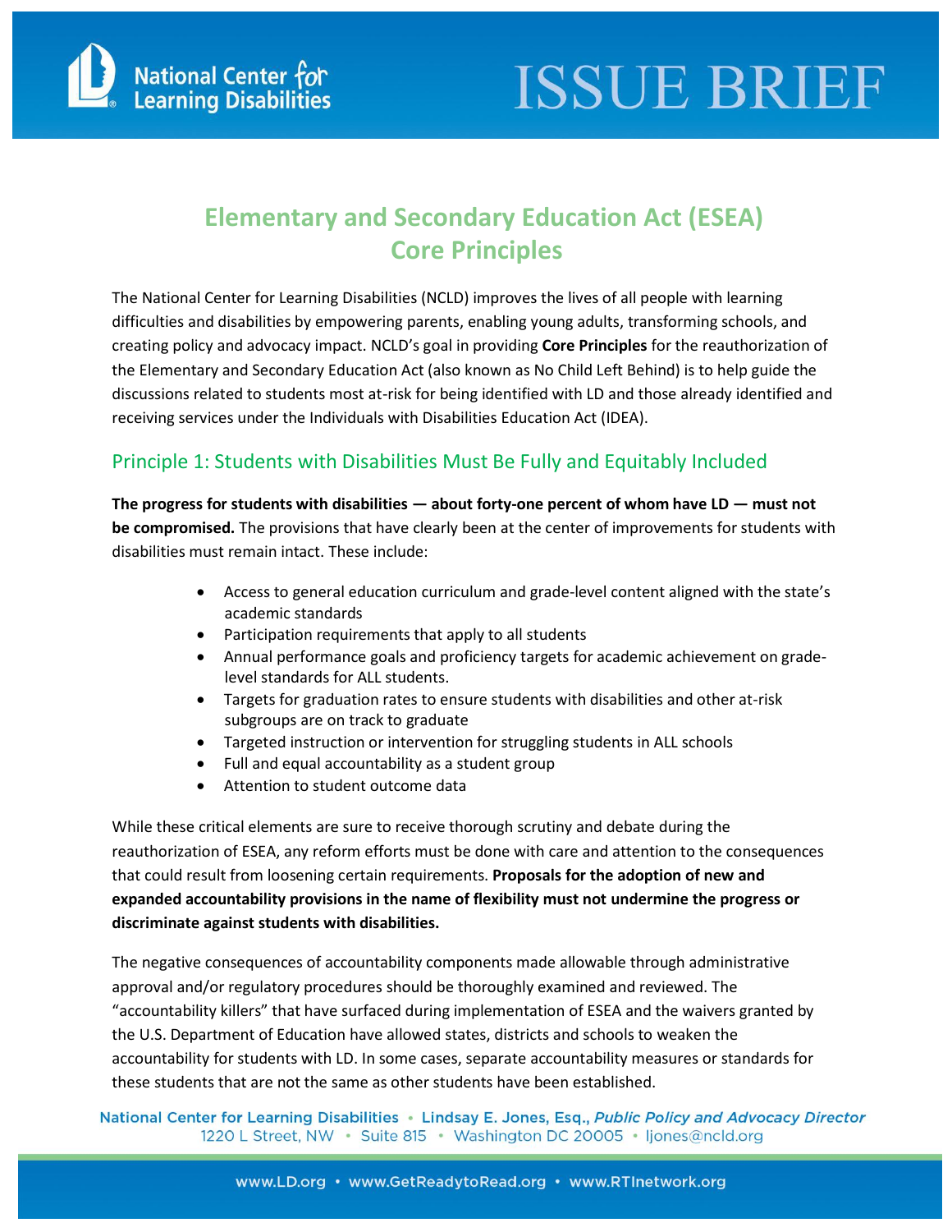# Elementary and Secondary Education Act (ESEA) Core Principles

The National Center for Learning Disabilities (NCLD) improves the lives of all people with learning difficulties and disabilities by empowering parents, enabling young adults, transforming schools, and creating policy and advocacy impact. NCLD's goal in providing **Core Principles** for the reauthorization of the Elementary and Secondary Education Act (also known as No Child Left Behind) is to help guide the discussions related to students most at-risk for being identified with LD and those already identified and receiving services under the Individuals with Disabilities Education Act (IDEA).

## Principle 1: Students with Disabilities Must Be Fully and Equitably Included

**The progress for students with disabilities — about forty-one percent of whom have LD — must not be compromised.** The provisions that have clearly been at the center of improvements for students with disabilities must remain intact. These include:

- Access to general education curriculum and grade-level content aligned with the state's academic standards
- Participation requirements that apply to all students
- Annual performance goals and proficiency targets for academic achievement on grade-level standards for ALL students.
- Targets for graduation rates to ensure students with disabilities and other at-risk subgroups are on track to graduate
- Targeted instruction or intervention for struggling students in ALL schools
- Full and equal accountability as a student group
- Attention to student outcome data

While these critical elements are sure to receive thorough scrutiny and debate during the reauthorization of ESEA, any reform efforts must be done with care and attention to the consequences that could result from loosening certain requirements. **Proposals for the adoption of new and expanded accountability provisions in the name of flexibility must not undermine the progress or discriminate against students with disabilities.**

The negative consequences of accountability components made allowable through administrative approval and/or regulatory procedures should be thoroughly examined and reviewed. The "accountability killers" that have surfaced during implementation of ESEA and the waivers granted by the U.S. Department of Education have allowed states, districts and schools to weaken the accountability for students with LD. In some cases, separate accountability measures or standards for these students that are not the same as other students have been established.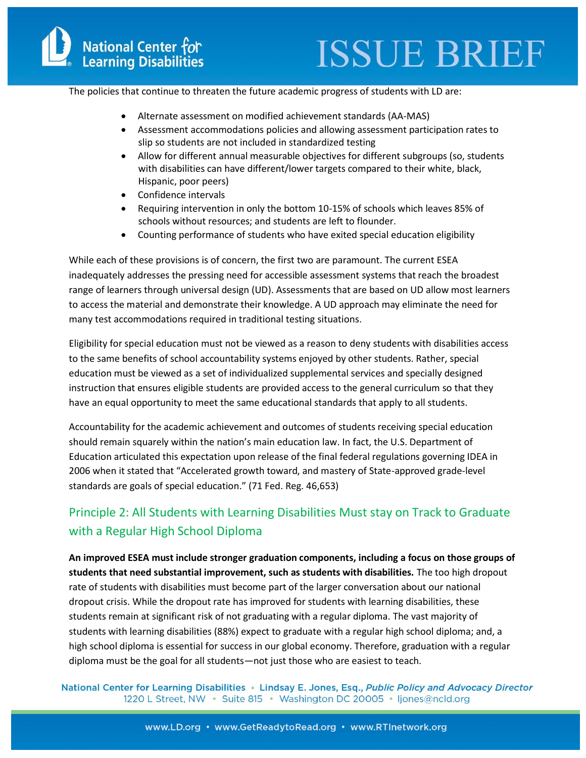The policies that continue to threaten the future academic progress of students with LD are:

- Alternate assessment on modified achievement standards (AA-MAS)
- Assessment accommodations policies and allowing assessment participation rates to slip so students are not included in standardized testing
- Allow for different annual measurable objectives for different subgroups (so, students with disabilities can have different/lower targets compared to their white, black, Hispanic, poor peers)
- Confidence intervals
- Requiring intervention in only the bottom 10-15% of schools which leaves 85% of schools without resources; and students are left to flounder.
- Counting performance of students who have exited special education eligibility

While each of these provisions is of concern, the first two are paramount. The current ESEA inadequately addresses the pressing need for accessible assessment systems that reach the broadest range of learners through universal design (UD). Assessments that are based on UD allow most learners to access the material and demonstrate their knowledge. A UD approach may eliminate the need for many test accommodations required in traditional testing situations.

Eligibility for special education must not be viewed as a reason to deny students with disabilities access to the same benefits of school accountability systems enjoyed by other students. Rather, special education must be viewed as a set of individualized supplemental services and specially designed instruction that ensures eligible students are provided access to the general curriculum so that they have an equal opportunity to meet the same educational standards that apply to all students.

Accountability for the academic achievement and outcomes of students receiving special education should remain squarely within the nation's main education law. In fact, the U.S. Department of Education articulated this expectation upon release of the final federal regulations governing IDEA in 2006 when it stated that "Accelerated growth toward, and mastery of State-approved grade-level standards are goals of special education." (71 Fed. Reg. 46,653)

## Principle 2: All Students with Learning Disabilities Must stay on Track to Graduate with a Regular High School Diploma

**An improved ESEA must include stronger graduation components, including a focus on those groups of students that need substantial improvement, such as students with disabilities.** The too high dropout rate of students with disabilities must become part of the larger conversation about our national dropout crisis. While the dropout rate has improved for students with learning disabilities, these students remain at significant risk of not graduating with a regular diploma. The vast majority of students with learning disabilities (88%) expect to graduate with a regular high school diploma; and, a high school diploma is essential for success in our global economy. Therefore, graduation with a regular diploma must be the goal for all students—not just those who are easiest to teach.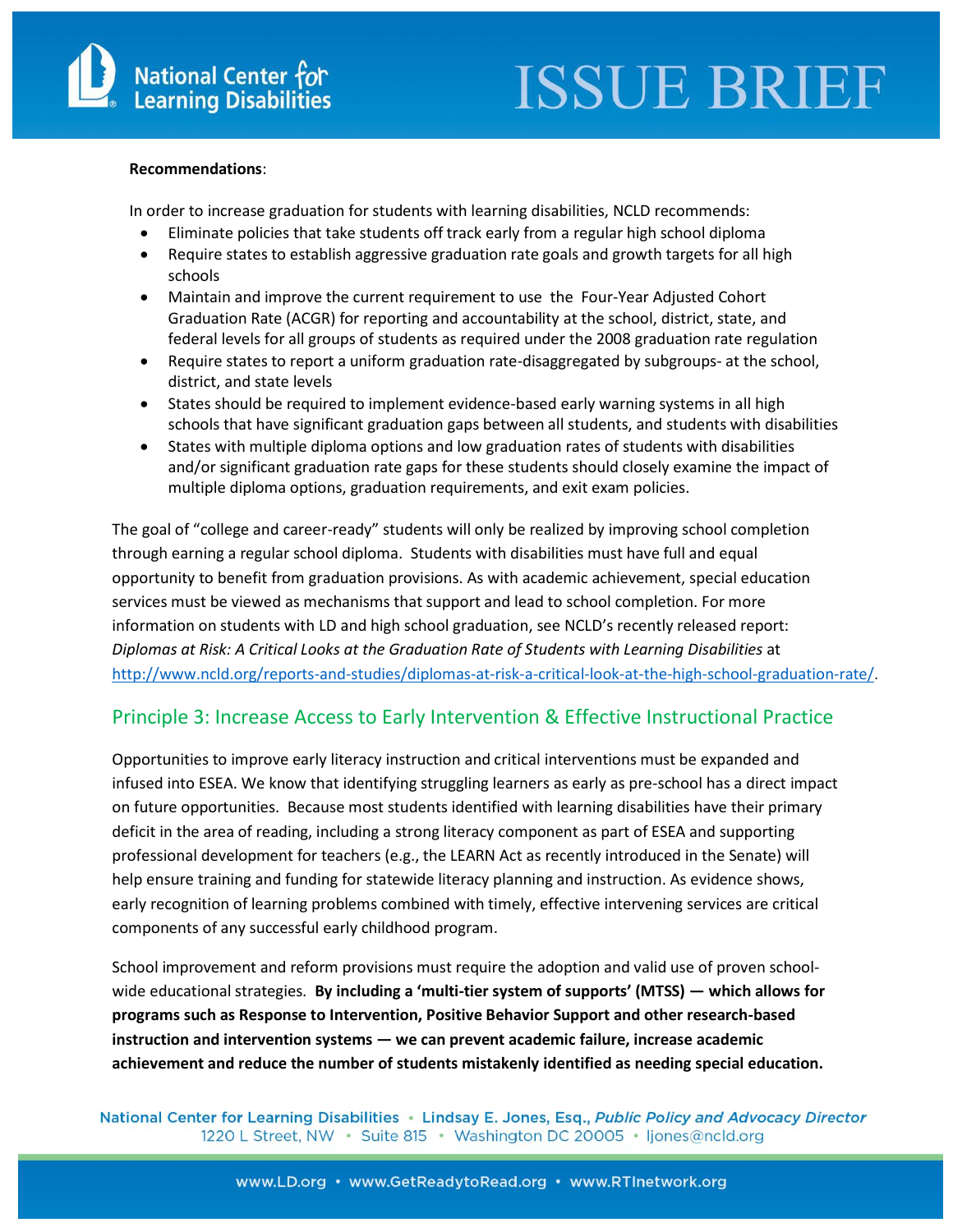**Recommendations**:

In order to increase graduation for students with learning disabilities, NCLD recommends:

- Eliminate policies that take students off track early from a regular high school diploma
- Require states to establish aggressive graduation rate goals and growth targets for all high schools
- Maintain and improve the current requirement to use the Four-Year Adjusted Cohort Graduation Rate (ACGR) for reporting and accountability at the school, district, state, and federal levels for all groups of students as required under the 2008 graduation rate regulation
- Require states to report a uniform graduation rate-disaggregated by subgroups- at the school, district, and state levels
- States should be required to implement evidence-based early warning systems in all high schools that have significant graduation gaps between all students, and students with disabilities
- States with multiple diploma options and low graduation rates of students with disabilities and/or significant graduation rate gaps for these students should closely examine the impact of multiple diploma options, graduation requirements, and exit exam policies.

The goal of "college and career-ready" students will only be realized by improving school completion through earning a regular school diploma. Students with disabilities must have full and equal opportunity to benefit from graduation provisions. As with academic achievement, special education services must be viewed as mechanisms that support and lead to school completion. For more information on students with LD and high school graduation, see NCLD's recently released report: *Diplomas at Risk: A Critical Looks at the Graduation Rate of Students with Learning Disabilities* at http://www.ncld.org/reports-and-studies/diplomas-at-risk-a-critical-look-at-the-high-school-graduation-rate/.

## Principle 3: Increase Access to Early Intervention & Effective Instructional Practice

Opportunities to improve early literacy instruction and critical interventions must be expanded and infused into ESEA. We know that identifying struggling learners as early as pre-school has a direct impact on future opportunities. Because most students identified with learning disabilities have their primary deficit in the area of reading, including a strong literacy component as part of ESEA and supporting professional development for teachers (e.g., the LEARN Act as recently introduced in the Senate) will help ensure training and funding for statewide literacy planning and instruction. As evidence shows, early recognition of learning problems combined with timely, effective intervening services are critical components of any successful early childhood program.

School improvement and reform provisions must require the adoption and valid use of proven school-wide educational strategies. **By including a 'multi-tier system of supports' (MTSS) — which allows for programs such as Response to Intervention, Positive Behavior Support and other research-based instruction and intervention systems — we can prevent academic failure, increase academic achievement and reduce the number of students mistakenly identified as needing special education.**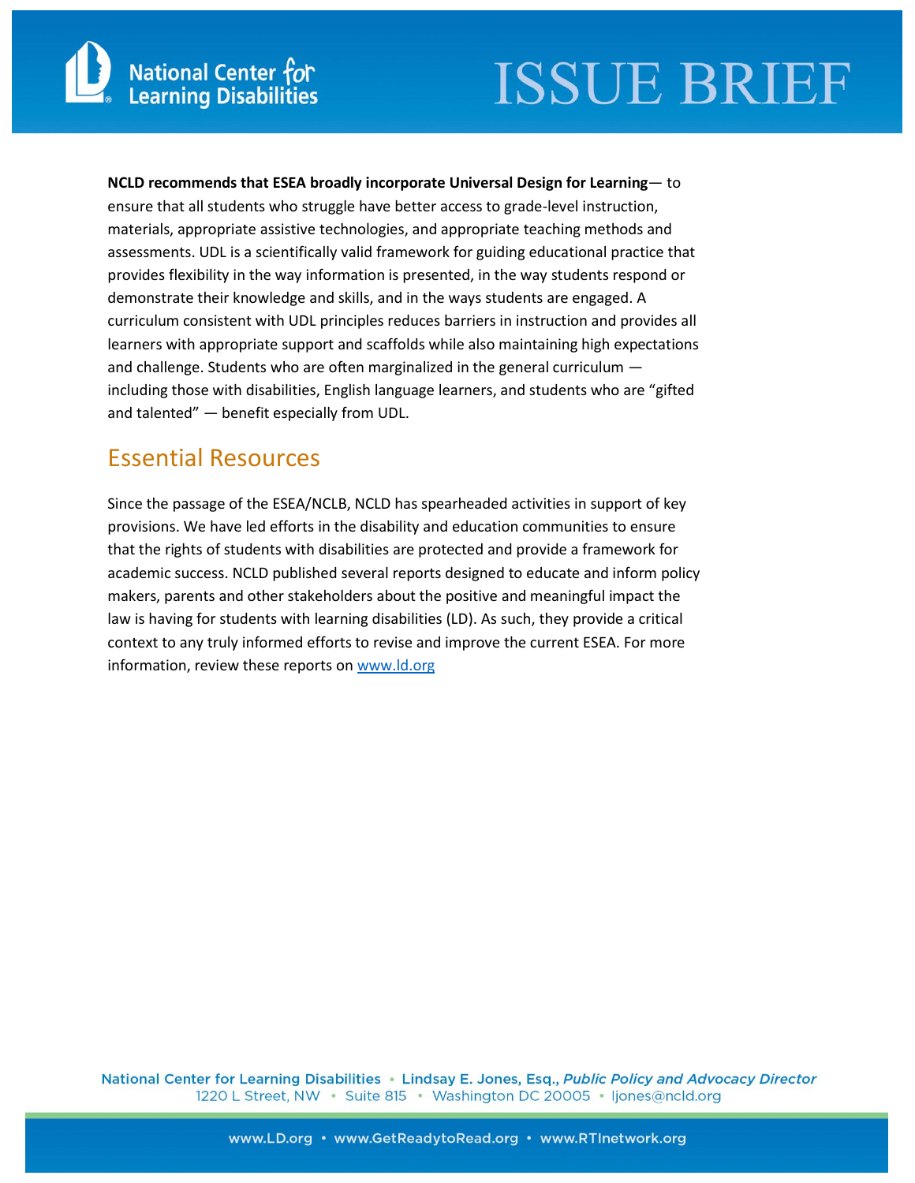**NCLD recommends that ESEA broadly incorporate Universal Design for Learning**— to ensure that all students who struggle have better access to grade-level instruction, materials, appropriate assistive technologies, and appropriate teaching methods and assessments. UDL is a scientifically valid framework for guiding educational practice that provides flexibility in the way information is presented, in the way students respond or demonstrate their knowledge and skills, and in the ways students are engaged. A curriculum consistent with UDL principles reduces barriers in instruction and provides all learners with appropriate support and scaffolds while also maintaining high expectations and challenge. Students who are often marginalized in the general curriculum — including those with disabilities, English language learners, and students who are "gifted and talented" — benefit especially from UDL.

## Essential Resources

Since the passage of the ESEA/NCLB, NCLD has spearheaded activities in support of key provisions. We have led efforts in the disability and education communities to ensure that the rights of students with disabilities are protected and provide a framework for academic success. NCLD published several reports designed to educate and inform policy makers, parents and other stakeholders about the positive and meaningful impact the law is having for students with learning disabilities (LD). As such, they provide a critical context to any truly informed efforts to revise and improve the current ESEA. For more information, review these reports on www.ld.org